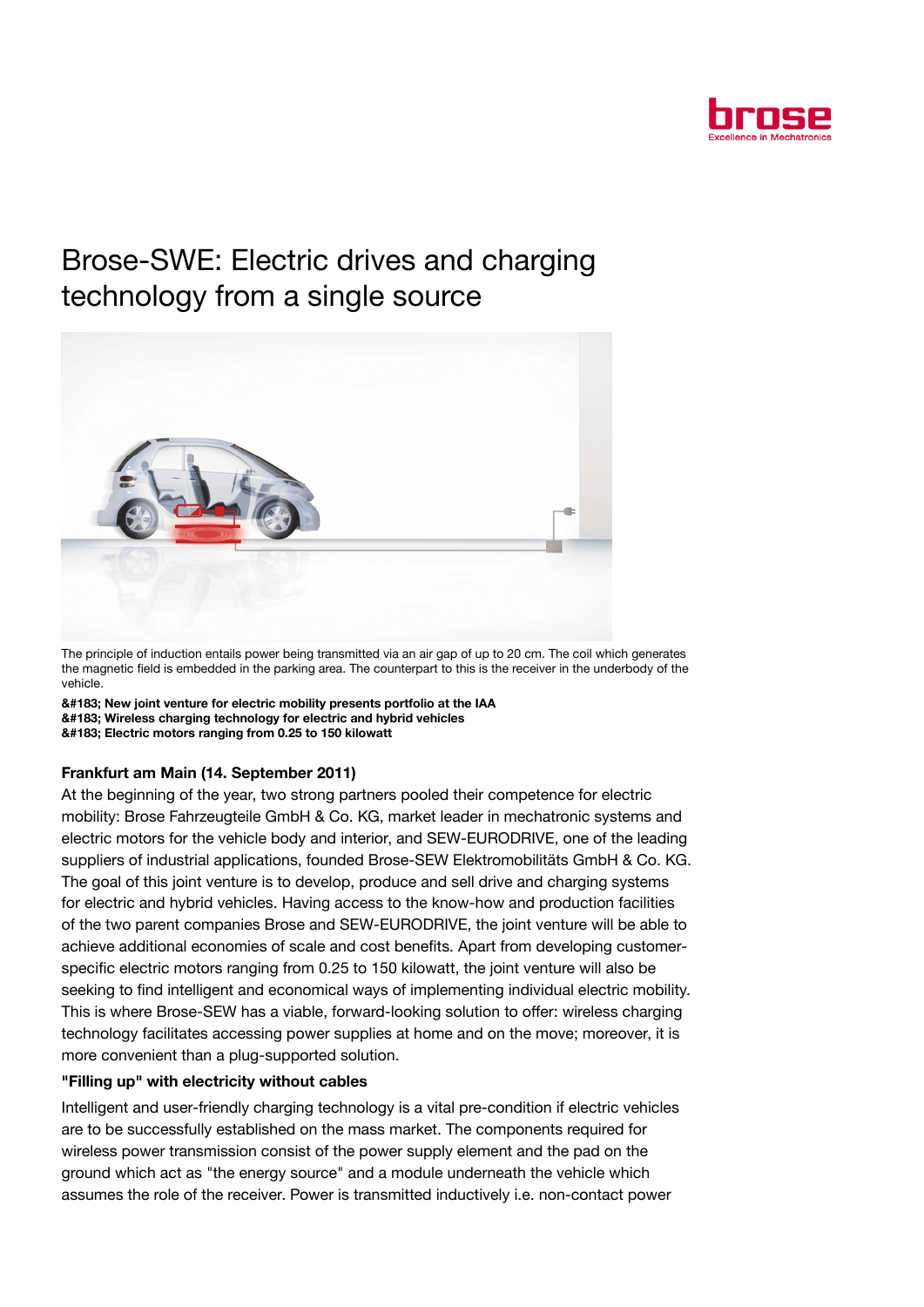# Brose-SWE: Electric drives and charging technology from a single source

The principle of induction entails power being transmitted via an air gap of up to 20 cm. The coil which generates the magnetic field is embedded in the parking area. The counterpart to this is the receiver in the underbody of the vehicle.

**&#183; New joint venture for electric mobility presents portfolio at the IAA**
**&#183; Wireless charging technology for electric and hybrid vehicles**
**&#183; Electric motors ranging from 0.25 to 150 kilowatt**

**Frankfurt am Main (14. September 2011)**

At the beginning of the year, two strong partners pooled their competence for electric mobility: Brose Fahrzeugteile GmbH & Co. KG, market leader in mechatronic systems and electric motors for the vehicle body and interior, and SEW-EURODRIVE, one of the leading suppliers of industrial applications, founded Brose-SEW Elektromobilitäts GmbH & Co. KG. The goal of this joint venture is to develop, produce and sell drive and charging systems for electric and hybrid vehicles. Having access to the know-how and production facilities of the two parent companies Brose and SEW-EURODRIVE, the joint venture will be able to achieve additional economies of scale and cost benefits. Apart from developing customer-specific electric motors ranging from 0.25 to 150 kilowatt, the joint venture will also be seeking to find intelligent and economical ways of implementing individual electric mobility. This is where Brose-SEW has a viable, forward-looking solution to offer: wireless charging technology facilitates accessing power supplies at home and on the move; moreover, it is more convenient than a plug-supported solution.

**"Filling up" with electricity without cables**

Intelligent and user-friendly charging technology is a vital pre-condition if electric vehicles are to be successfully established on the mass market. The components required for wireless power transmission consist of the power supply element and the pad on the ground which act as "the energy source" and a module underneath the vehicle which assumes the role of the receiver. Power is transmitted inductively i.e. non-contact power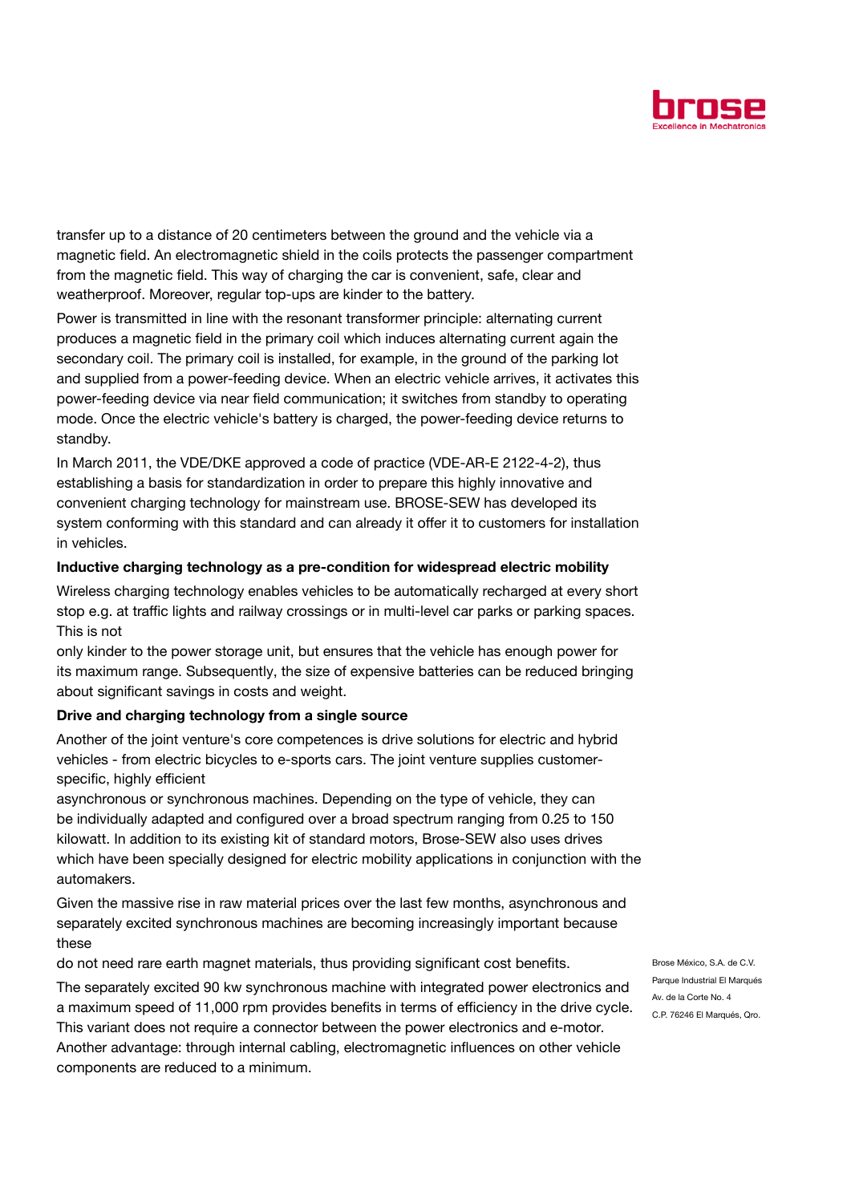transfer up to a distance of 20 centimeters between the ground and the vehicle via a magnetic field. An electromagnetic shield in the coils protects the passenger compartment from the magnetic field. This way of charging the car is convenient, safe, clear and weatherproof. Moreover, regular top-ups are kinder to the battery.

Power is transmitted in line with the resonant transformer principle: alternating current produces a magnetic field in the primary coil which induces alternating current again the secondary coil. The primary coil is installed, for example, in the ground of the parking lot and supplied from a power-feeding device. When an electric vehicle arrives, it activates this power-feeding device via near field communication; it switches from standby to operating mode. Once the electric vehicle's battery is charged, the power-feeding device returns to standby.

In March 2011, the VDE/DKE approved a code of practice (VDE-AR-E 2122-4-2), thus establishing a basis for standardization in order to prepare this highly innovative and convenient charging technology for mainstream use. BROSE-SEW has developed its system conforming with this standard and can already it offer it to customers for installation in vehicles.

**Inductive charging technology as a pre-condition for widespread electric mobility**

Wireless charging technology enables vehicles to be automatically recharged at every short stop e.g. at traffic lights and railway crossings or in multi-level car parks or parking spaces. This is not only kinder to the power storage unit, but ensures that the vehicle has enough power for its maximum range. Subsequently, the size of expensive batteries can be reduced bringing about significant savings in costs and weight.

**Drive and charging technology from a single source**

Another of the joint venture's core competences is drive solutions for electric and hybrid vehicles - from electric bicycles to e-sports cars. The joint venture supplies customer-specific, highly efficient asynchronous or synchronous machines. Depending on the type of vehicle, they can be individually adapted and configured over a broad spectrum ranging from 0.25 to 150 kilowatt. In addition to its existing kit of standard motors, Brose-SEW also uses drives which have been specially designed for electric mobility applications in conjunction with the automakers.

Given the massive rise in raw material prices over the last few months, asynchronous and separately excited synchronous machines are becoming increasingly important because these do not need rare earth magnet materials, thus providing significant cost benefits.

The separately excited 90 kw synchronous machine with integrated power electronics and a maximum speed of 11,000 rpm provides benefits in terms of efficiency in the drive cycle. This variant does not require a connector between the power electronics and e-motor. Another advantage: through internal cabling, electromagnetic influences on other vehicle components are reduced to a minimum.

Brose México, S.A. de C.V.
Parque Industrial El Marqués
Av. de la Corte No. 4
C.P. 76246 El Marqués, Qro.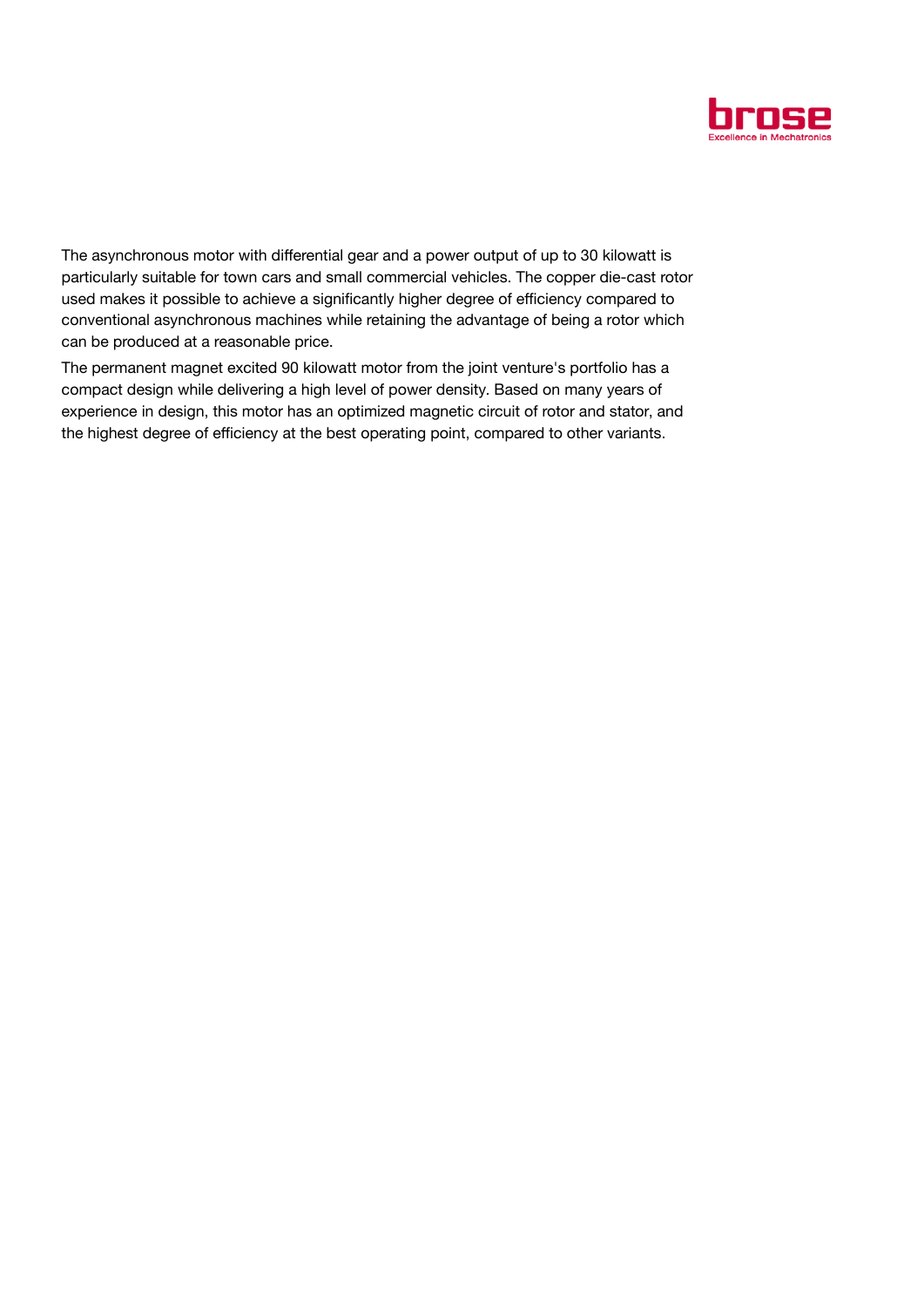The asynchronous motor with differential gear and a power output of up to 30 kilowatt is particularly suitable for town cars and small commercial vehicles. The copper die-cast rotor used makes it possible to achieve a significantly higher degree of efficiency compared to conventional asynchronous machines while retaining the advantage of being a rotor which can be produced at a reasonable price.

The permanent magnet excited 90 kilowatt motor from the joint venture's portfolio has a compact design while delivering a high level of power density. Based on many years of experience in design, this motor has an optimized magnetic circuit of rotor and stator, and the highest degree of efficiency at the best operating point, compared to other variants.